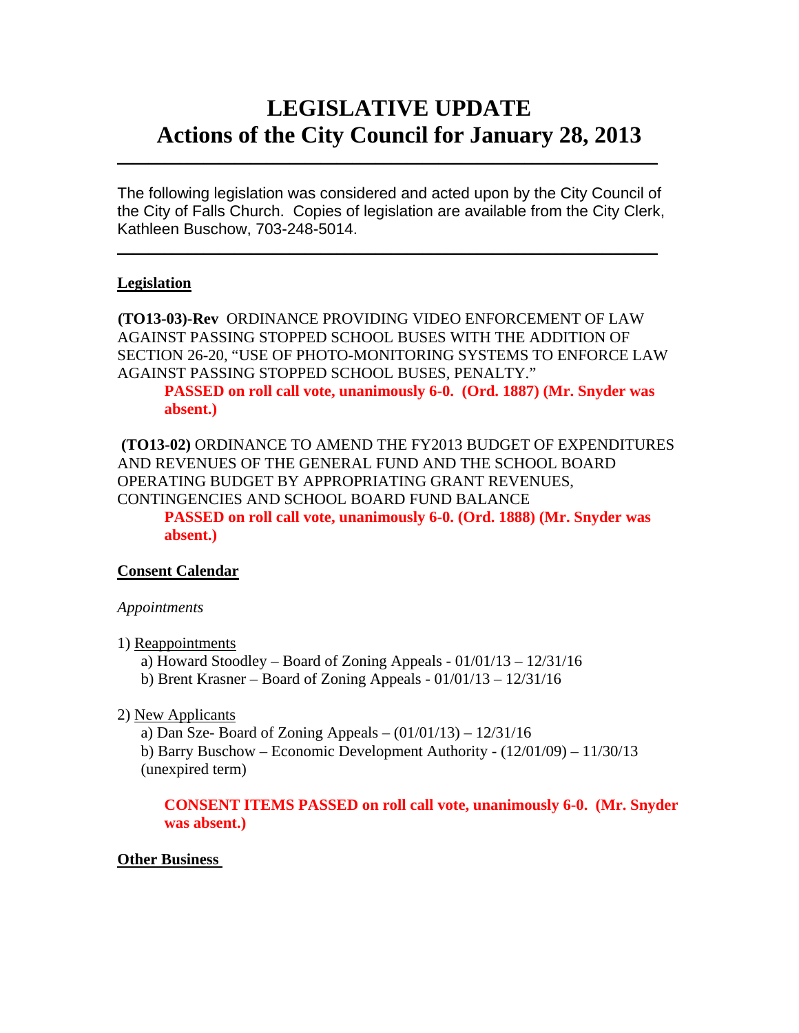# LEGISLATIVE UPDATE
# Actions of the City Council for January 28, 2013

---

The following legislation was considered and acted upon by the City Council of the City of Falls Church. Copies of legislation are available from the City Clerk, Kathleen Buschow, 703-248-5014.

---

## Legislation

**(TO13-03)-Rev** ORDINANCE PROVIDING VIDEO ENFORCEMENT OF LAW AGAINST PASSING STOPPED SCHOOL BUSES WITH THE ADDITION OF SECTION 26-20, "USE OF PHOTO-MONITORING SYSTEMS TO ENFORCE LAW AGAINST PASSING STOPPED SCHOOL BUSES, PENALTY."

> **PASSED on roll call vote, unanimously 6-0. (Ord. 1887) (Mr. Snyder was absent.)**

**(TO13-02)** ORDINANCE TO AMEND THE FY2013 BUDGET OF EXPENDITURES AND REVENUES OF THE GENERAL FUND AND THE SCHOOL BOARD OPERATING BUDGET BY APPROPRIATING GRANT REVENUES, CONTINGENCIES AND SCHOOL BOARD FUND BALANCE

> **PASSED on roll call vote, unanimously 6-0. (Ord. 1888) (Mr. Snyder was absent.)**

## Consent Calendar

*Appointments*

1) Reappointments
   - a) Howard Stoodley – Board of Zoning Appeals - 01/01/13 – 12/31/16
   - b) Brent Krasner – Board of Zoning Appeals - 01/01/13 – 12/31/16

2) New Applicants
   - a) Dan Sze- Board of Zoning Appeals – (01/01/13) – 12/31/16
   - b) Barry Buschow – Economic Development Authority - (12/01/09) – 11/30/13 (unexpired term)

> **CONSENT ITEMS PASSED on roll call vote, unanimously 6-0. (Mr. Snyder was absent.)**

## Other Business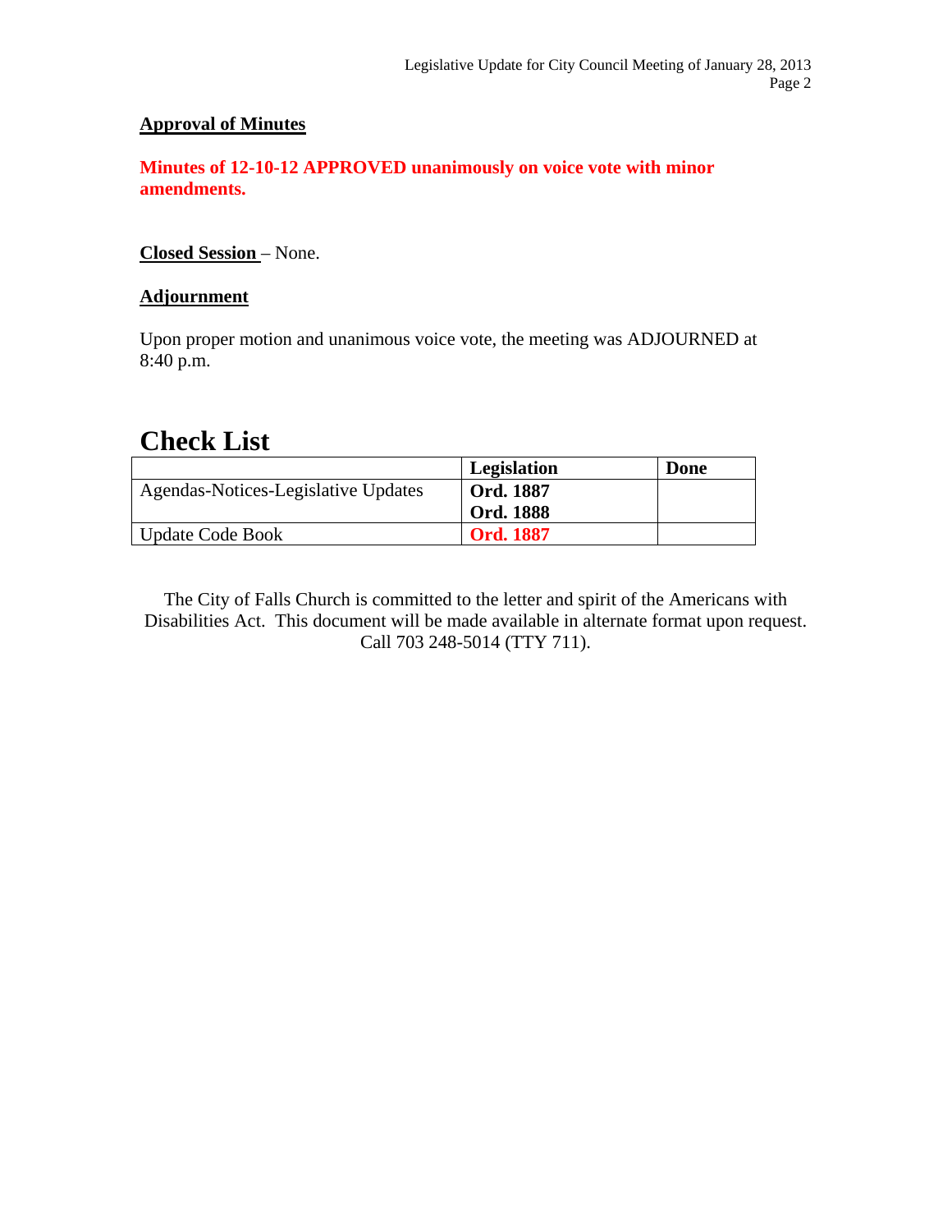**Approval of Minutes**

**Minutes of 12-10-12 APPROVED unanimously on voice vote with minor amendments.**

**Closed Session** – None.

**Adjournment**

Upon proper motion and unanimous voice vote, the meeting was ADJOURNED at 8:40 p.m.

# Check List

| | Legislation | Done |
|---|---|---|
| Agendas-Notices-Legislative Updates | **Ord. 1887**<br>**Ord. 1888** | |
| Update Code Book | **Ord. 1887** | |

The City of Falls Church is committed to the letter and spirit of the Americans with Disabilities Act. This document will be made available in alternate format upon request. Call 703 248-5014 (TTY 711).